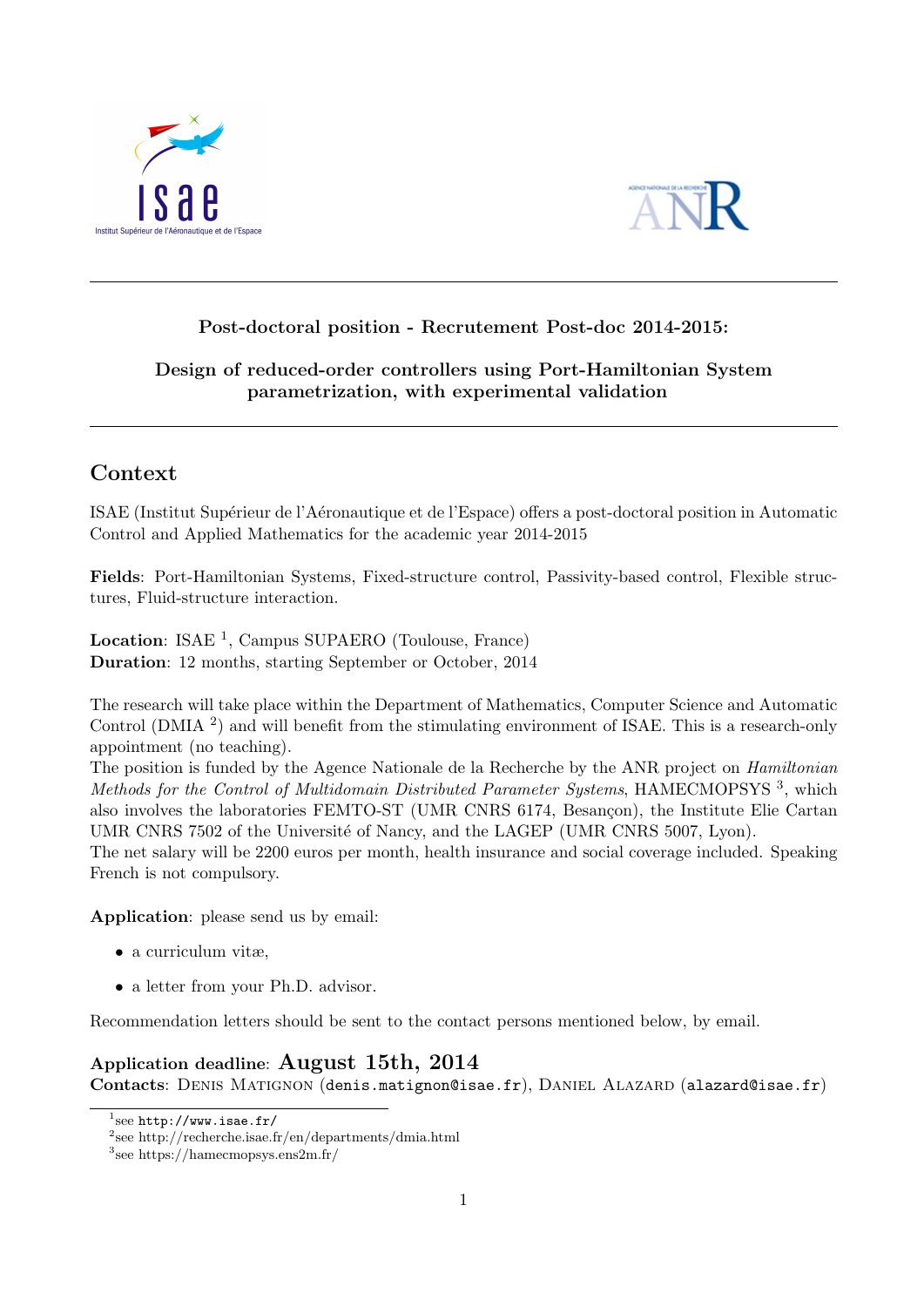**Post-doctoral position - Recrutement Post-doc 2014-2015:**

**Design of reduced-order controllers using Port-Hamiltonian System parametrization, with experimental validation**

---

## Context

ISAE (Institut Supérieur de l'Aéronautique et de l'Espace) offers a post-doctoral position in Automatic Control and Applied Mathematics for the academic year 2014-2015

**Fields**: Port-Hamiltonian Systems, Fixed-structure control, Passivity-based control, Flexible structures, Fluid-structure interaction.

**Location**: ISAE [1], Campus SUPAERO (Toulouse, France)
**Duration**: 12 months, starting September or October, 2014

The research will take place within the Department of Mathematics, Computer Science and Automatic Control (DMIA [2]) and will benefit from the stimulating environment of ISAE. This is a research-only appointment (no teaching).
The position is funded by the Agence Nationale de la Recherche by the ANR project on *Hamiltonian Methods for the Control of Multidomain Distributed Parameter Systems*, HAMECMOPSYS [3], which also involves the laboratories FEMTO-ST (UMR CNRS 6174, Besançon), the Institute Elie Cartan UMR CNRS 7502 of the Université of Nancy, and the LAGEP (UMR CNRS 5007, Lyon).
The net salary will be 2200 euros per month, health insurance and social coverage included. Speaking French is not compulsory.

**Application**: please send us by email:

- a curriculum vitæ,
- a letter from your Ph.D. advisor.

Recommendation letters should be sent to the contact persons mentioned below, by email.

**Application deadline**: **August 15th, 2014**
**Contacts**: Denis Matignon (`denis.matignon@isae.fr`), Daniel Alazard (`alazard@isae.fr`)

---

[1] see `http://www.isae.fr/`
[2] see http://recherche.isae.fr/en/departments/dmia.html
[3] see https://hamecmopsys.ens2m.fr/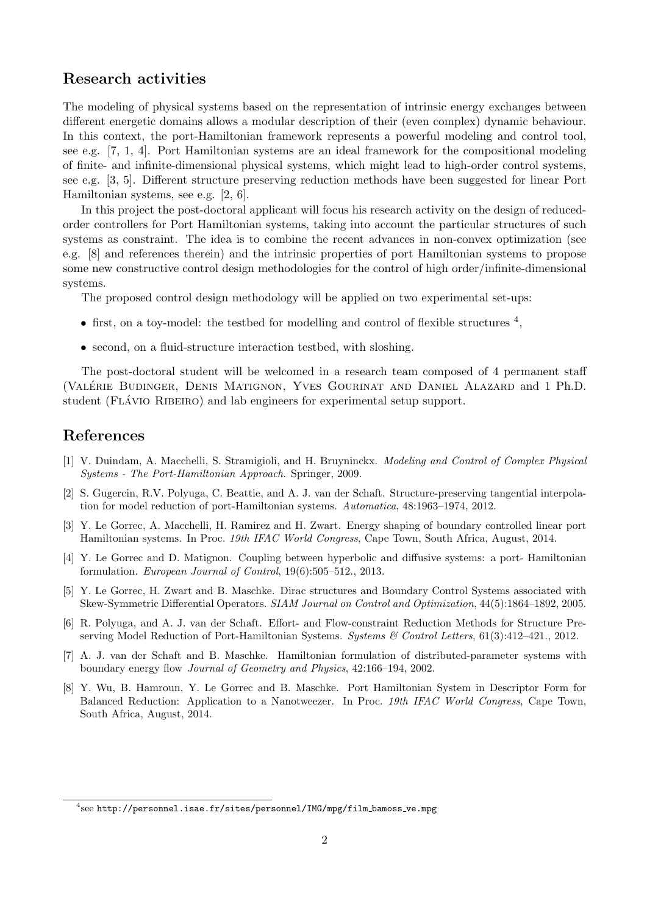## Research activities

The modeling of physical systems based on the representation of intrinsic energy exchanges between different energetic domains allows a modular description of their (even complex) dynamic behaviour. In this context, the port-Hamiltonian framework represents a powerful modeling and control tool, see e.g. [7, 1, 4]. Port Hamiltonian systems are an ideal framework for the compositional modeling of finite- and infinite-dimensional physical systems, which might lead to high-order control systems, see e.g. [3, 5]. Different structure preserving reduction methods have been suggested for linear Port Hamiltonian systems, see e.g. [2, 6].

In this project the post-doctoral applicant will focus his research activity on the design of reduced-order controllers for Port Hamiltonian systems, taking into account the particular structures of such systems as constraint. The idea is to combine the recent advances in non-convex optimization (see e.g. [8] and references therein) and the intrinsic properties of port Hamiltonian systems to propose some new constructive control design methodologies for the control of high order/infinite-dimensional systems.

The proposed control design methodology will be applied on two experimental set-ups:

- first, on a toy-model: the testbed for modelling and control of flexible structures [4],
- second, on a fluid-structure interaction testbed, with sloshing.

The post-doctoral student will be welcomed in a research team composed of 4 permanent staff (Valérie Budinger, Denis Matignon, Yves Gourinat and Daniel Alazard and 1 Ph.D. student (Flávio Ribeiro) and lab engineers for experimental setup support.

## References

[1] V. Duindam, A. Macchelli, S. Stramigioli, and H. Bruyninckx. *Modeling and Control of Complex Physical Systems - The Port-Hamiltonian Approach*. Springer, 2009.

[2] S. Gugercin, R.V. Polyuga, C. Beattie, and A. J. van der Schaft. Structure-preserving tangential interpolation for model reduction of port-Hamiltonian systems. *Automatica*, 48:1963–1974, 2012.

[3] Y. Le Gorrec, A. Macchelli, H. Ramirez and H. Zwart. Energy shaping of boundary controlled linear port Hamiltonian systems. In Proc. *19th IFAC World Congress*, Cape Town, South Africa, August, 2014.

[4] Y. Le Gorrec and D. Matignon. Coupling between hyperbolic and diffusive systems: a port- Hamiltonian formulation. *European Journal of Control*, 19(6):505–512., 2013.

[5] Y. Le Gorrec, H. Zwart and B. Maschke. Dirac structures and Boundary Control Systems associated with Skew-Symmetric Differential Operators. *SIAM Journal on Control and Optimization*, 44(5):1864–1892, 2005.

[6] R. Polyuga, and A. J. van der Schaft. Effort- and Flow-constraint Reduction Methods for Structure Preserving Model Reduction of Port-Hamiltonian Systems. *Systems & Control Letters*, 61(3):412–421., 2012.

[7] A. J. van der Schaft and B. Maschke. Hamiltonian formulation of distributed-parameter systems with boundary energy flow *Journal of Geometry and Physics*, 42:166–194, 2002.

[8] Y. Wu, B. Hamroun, Y. Le Gorrec and B. Maschke. Port Hamiltonian System in Descriptor Form for Balanced Reduction: Application to a Nanotweezer. In Proc. *19th IFAC World Congress*, Cape Town, South Africa, August, 2014.

[4] see `http://personnel.isae.fr/sites/personnel/IMG/mpg/film_bamoss_ve.mpg`